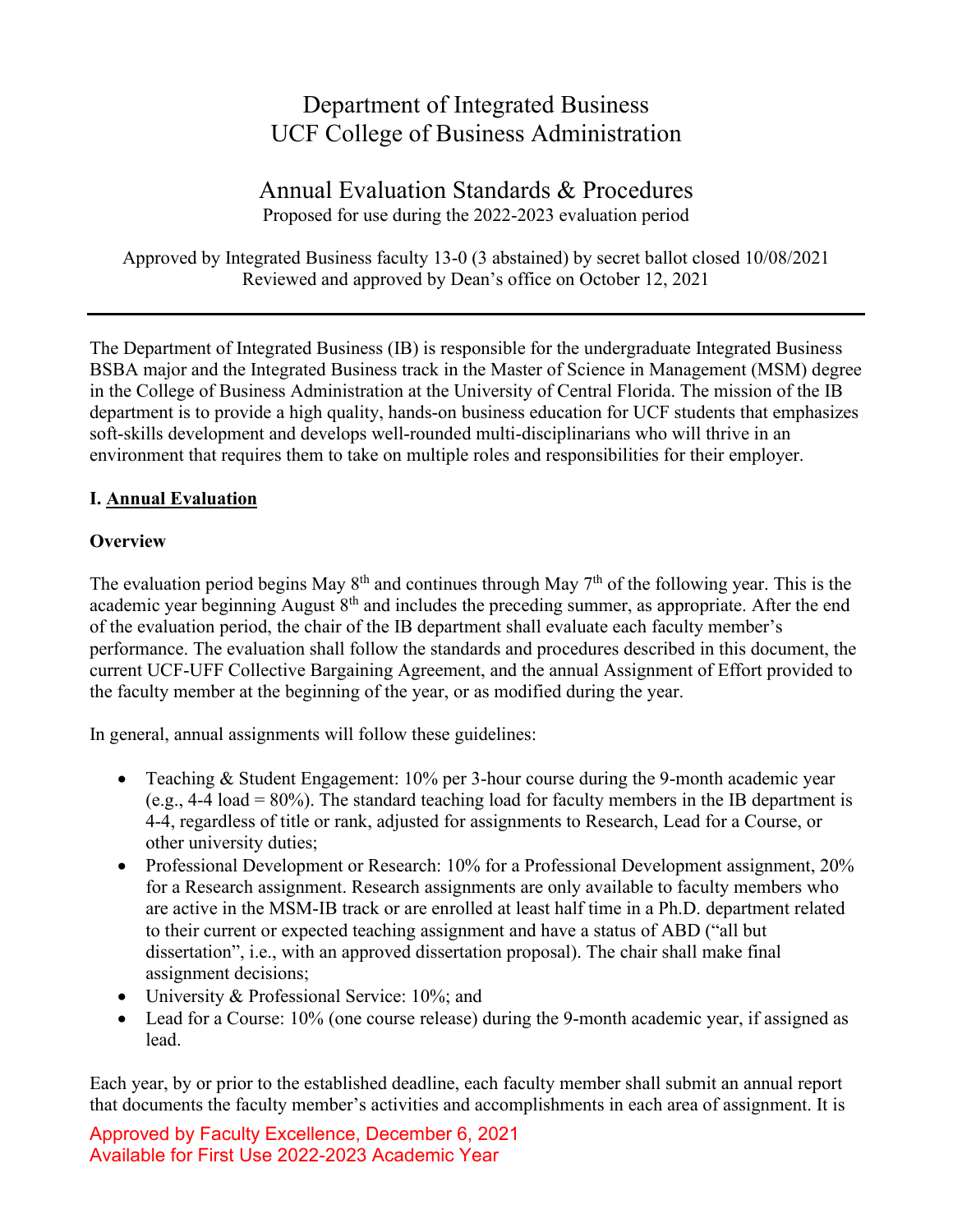# Department of Integrated Business
# UCF College of Business Administration

## Annual Evaluation Standards & Procedures

Proposed for use during the 2022-2023 evaluation period

Approved by Integrated Business faculty 13-0 (3 abstained) by secret ballot closed 10/08/2021
Reviewed and approved by Dean's office on October 12, 2021

---

The Department of Integrated Business (IB) is responsible for the undergraduate Integrated Business BSBA major and the Integrated Business track in the Master of Science in Management (MSM) degree in the College of Business Administration at the University of Central Florida. The mission of the IB department is to provide a high quality, hands-on business education for UCF students that emphasizes soft-skills development and develops well-rounded multi-disciplinarians who will thrive in an environment that requires them to take on multiple roles and responsibilities for their employer.

### I. Annual Evaluation

**Overview**

The evaluation period begins May 8th and continues through May 7th of the following year. This is the academic year beginning August 8th and includes the preceding summer, as appropriate. After the end of the evaluation period, the chair of the IB department shall evaluate each faculty member's performance. The evaluation shall follow the standards and procedures described in this document, the current UCF-UFF Collective Bargaining Agreement, and the annual Assignment of Effort provided to the faculty member at the beginning of the year, or as modified during the year.

In general, annual assignments will follow these guidelines:

- Teaching & Student Engagement: 10% per 3-hour course during the 9-month academic year (e.g., 4-4 load = 80%). The standard teaching load for faculty members in the IB department is 4-4, regardless of title or rank, adjusted for assignments to Research, Lead for a Course, or other university duties;
- Professional Development or Research: 10% for a Professional Development assignment, 20% for a Research assignment. Research assignments are only available to faculty members who are active in the MSM-IB track or are enrolled at least half time in a Ph.D. department related to their current or expected teaching assignment and have a status of ABD ("all but dissertation", i.e., with an approved dissertation proposal). The chair shall make final assignment decisions;
- University & Professional Service: 10%; and
- Lead for a Course: 10% (one course release) during the 9-month academic year, if assigned as lead.

Each year, by or prior to the established deadline, each faculty member shall submit an annual report that documents the faculty member's activities and accomplishments in each area of assignment. It is

Approved by Faculty Excellence, December 6, 2021
Available for First Use 2022-2023 Academic Year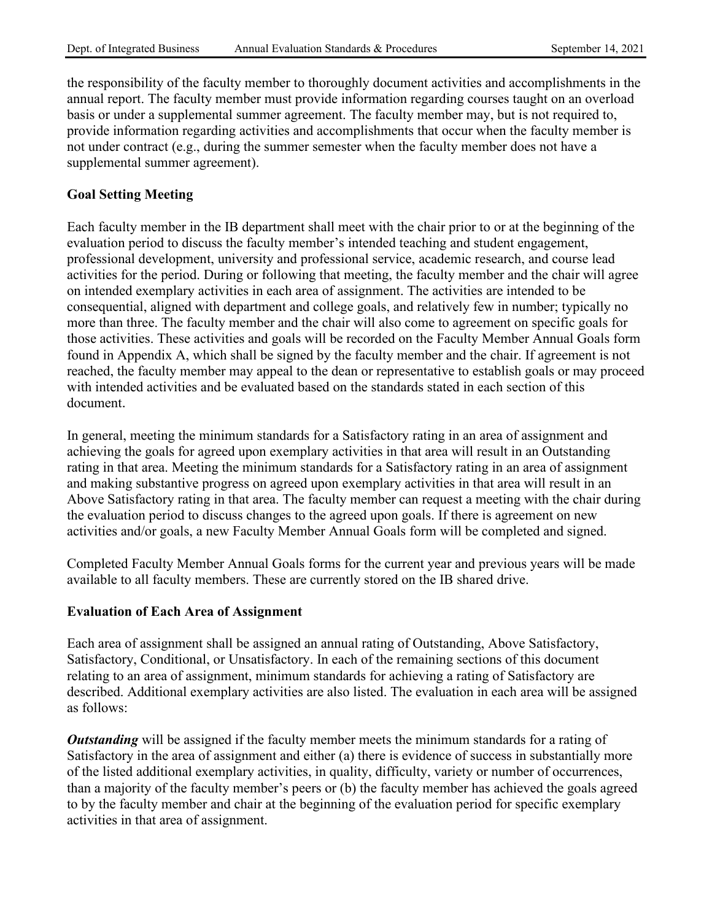the responsibility of the faculty member to thoroughly document activities and accomplishments in the annual report. The faculty member must provide information regarding courses taught on an overload basis or under a supplemental summer agreement. The faculty member may, but is not required to, provide information regarding activities and accomplishments that occur when the faculty member is not under contract (e.g., during the summer semester when the faculty member does not have a supplemental summer agreement).

**Goal Setting Meeting**

Each faculty member in the IB department shall meet with the chair prior to or at the beginning of the evaluation period to discuss the faculty member's intended teaching and student engagement, professional development, university and professional service, academic research, and course lead activities for the period. During or following that meeting, the faculty member and the chair will agree on intended exemplary activities in each area of assignment. The activities are intended to be consequential, aligned with department and college goals, and relatively few in number; typically no more than three. The faculty member and the chair will also come to agreement on specific goals for those activities. These activities and goals will be recorded on the Faculty Member Annual Goals form found in Appendix A, which shall be signed by the faculty member and the chair. If agreement is not reached, the faculty member may appeal to the dean or representative to establish goals or may proceed with intended activities and be evaluated based on the standards stated in each section of this document.

In general, meeting the minimum standards for a Satisfactory rating in an area of assignment and achieving the goals for agreed upon exemplary activities in that area will result in an Outstanding rating in that area. Meeting the minimum standards for a Satisfactory rating in an area of assignment and making substantive progress on agreed upon exemplary activities in that area will result in an Above Satisfactory rating in that area. The faculty member can request a meeting with the chair during the evaluation period to discuss changes to the agreed upon goals. If there is agreement on new activities and/or goals, a new Faculty Member Annual Goals form will be completed and signed.

Completed Faculty Member Annual Goals forms for the current year and previous years will be made available to all faculty members. These are currently stored on the IB shared drive.

**Evaluation of Each Area of Assignment**

Each area of assignment shall be assigned an annual rating of Outstanding, Above Satisfactory, Satisfactory, Conditional, or Unsatisfactory. In each of the remaining sections of this document relating to an area of assignment, minimum standards for achieving a rating of Satisfactory are described. Additional exemplary activities are also listed. The evaluation in each area will be assigned as follows:

***Outstanding*** will be assigned if the faculty member meets the minimum standards for a rating of Satisfactory in the area of assignment and either (a) there is evidence of success in substantially more of the listed additional exemplary activities, in quality, difficulty, variety or number of occurrences, than a majority of the faculty member's peers or (b) the faculty member has achieved the goals agreed to by the faculty member and chair at the beginning of the evaluation period for specific exemplary activities in that area of assignment.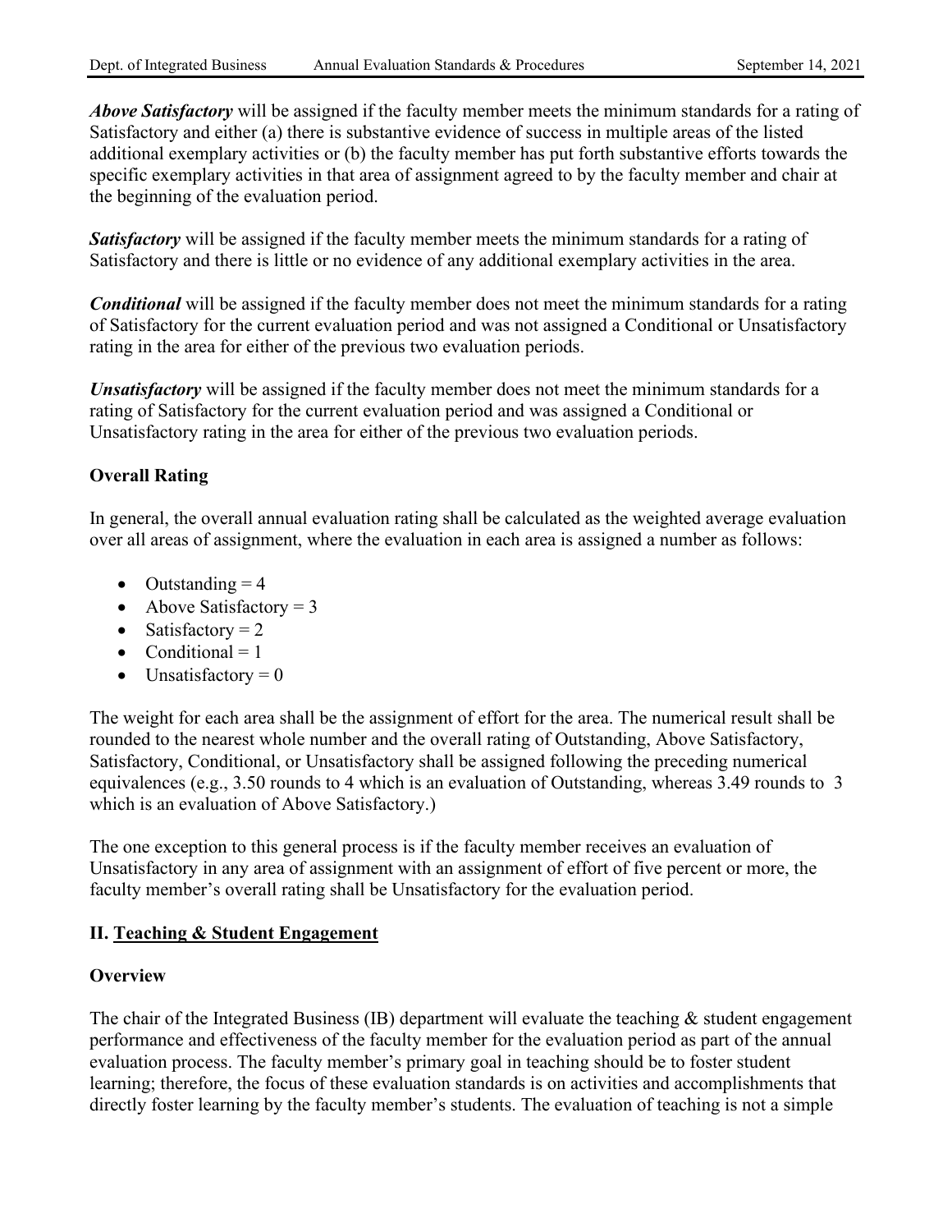***Above Satisfactory*** will be assigned if the faculty member meets the minimum standards for a rating of Satisfactory and either (a) there is substantive evidence of success in multiple areas of the listed additional exemplary activities or (b) the faculty member has put forth substantive efforts towards the specific exemplary activities in that area of assignment agreed to by the faculty member and chair at the beginning of the evaluation period.

***Satisfactory*** will be assigned if the faculty member meets the minimum standards for a rating of Satisfactory and there is little or no evidence of any additional exemplary activities in the area.

***Conditional*** will be assigned if the faculty member does not meet the minimum standards for a rating of Satisfactory for the current evaluation period and was not assigned a Conditional or Unsatisfactory rating in the area for either of the previous two evaluation periods.

***Unsatisfactory*** will be assigned if the faculty member does not meet the minimum standards for a rating of Satisfactory for the current evaluation period and was assigned a Conditional or Unsatisfactory rating in the area for either of the previous two evaluation periods.

**Overall Rating**

In general, the overall annual evaluation rating shall be calculated as the weighted average evaluation over all areas of assignment, where the evaluation in each area is assigned a number as follows:

- Outstanding = 4
- Above Satisfactory = 3
- Satisfactory = 2
- Conditional = 1
- Unsatisfactory = 0

The weight for each area shall be the assignment of effort for the area. The numerical result shall be rounded to the nearest whole number and the overall rating of Outstanding, Above Satisfactory, Satisfactory, Conditional, or Unsatisfactory shall be assigned following the preceding numerical equivalences (e.g., 3.50 rounds to 4 which is an evaluation of Outstanding, whereas 3.49 rounds to 3 which is an evaluation of Above Satisfactory.)

The one exception to this general process is if the faculty member receives an evaluation of Unsatisfactory in any area of assignment with an assignment of effort of five percent or more, the faculty member's overall rating shall be Unsatisfactory for the evaluation period.

## II. Teaching & Student Engagement

**Overview**

The chair of the Integrated Business (IB) department will evaluate the teaching & student engagement performance and effectiveness of the faculty member for the evaluation period as part of the annual evaluation process. The faculty member's primary goal in teaching should be to foster student learning; therefore, the focus of these evaluation standards is on activities and accomplishments that directly foster learning by the faculty member's students. The evaluation of teaching is not a simple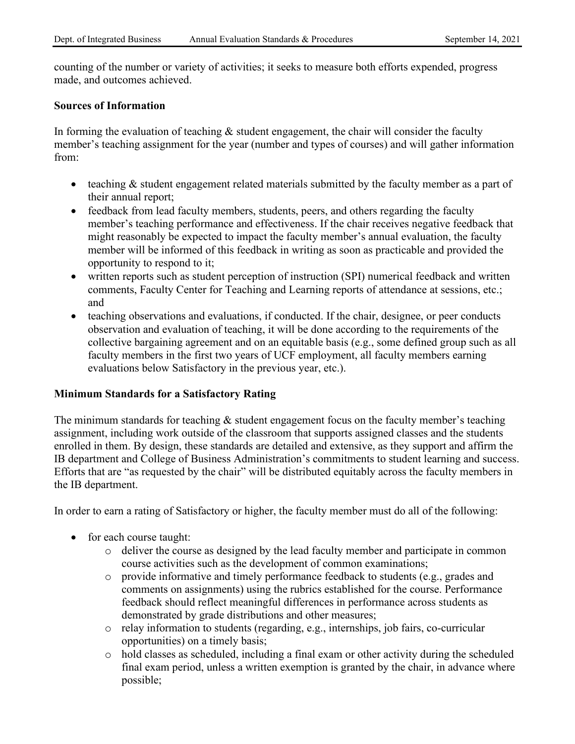counting of the number or variety of activities; it seeks to measure both efforts expended, progress made, and outcomes achieved.

**Sources of Information**

In forming the evaluation of teaching & student engagement, the chair will consider the faculty member's teaching assignment for the year (number and types of courses) and will gather information from:

- teaching & student engagement related materials submitted by the faculty member as a part of their annual report;
- feedback from lead faculty members, students, peers, and others regarding the faculty member's teaching performance and effectiveness. If the chair receives negative feedback that might reasonably be expected to impact the faculty member's annual evaluation, the faculty member will be informed of this feedback in writing as soon as practicable and provided the opportunity to respond to it;
- written reports such as student perception of instruction (SPI) numerical feedback and written comments, Faculty Center for Teaching and Learning reports of attendance at sessions, etc.; and
- teaching observations and evaluations, if conducted. If the chair, designee, or peer conducts observation and evaluation of teaching, it will be done according to the requirements of the collective bargaining agreement and on an equitable basis (e.g., some defined group such as all faculty members in the first two years of UCF employment, all faculty members earning evaluations below Satisfactory in the previous year, etc.).

**Minimum Standards for a Satisfactory Rating**

The minimum standards for teaching & student engagement focus on the faculty member's teaching assignment, including work outside of the classroom that supports assigned classes and the students enrolled in them. By design, these standards are detailed and extensive, as they support and affirm the IB department and College of Business Administration's commitments to student learning and success. Efforts that are "as requested by the chair" will be distributed equitably across the faculty members in the IB department.

In order to earn a rating of Satisfactory or higher, the faculty member must do all of the following:

- for each course taught:
  - deliver the course as designed by the lead faculty member and participate in common course activities such as the development of common examinations;
  - provide informative and timely performance feedback to students (e.g., grades and comments on assignments) using the rubrics established for the course. Performance feedback should reflect meaningful differences in performance across students as demonstrated by grade distributions and other measures;
  - relay information to students (regarding, e.g., internships, job fairs, co-curricular opportunities) on a timely basis;
  - hold classes as scheduled, including a final exam or other activity during the scheduled final exam period, unless a written exemption is granted by the chair, in advance where possible;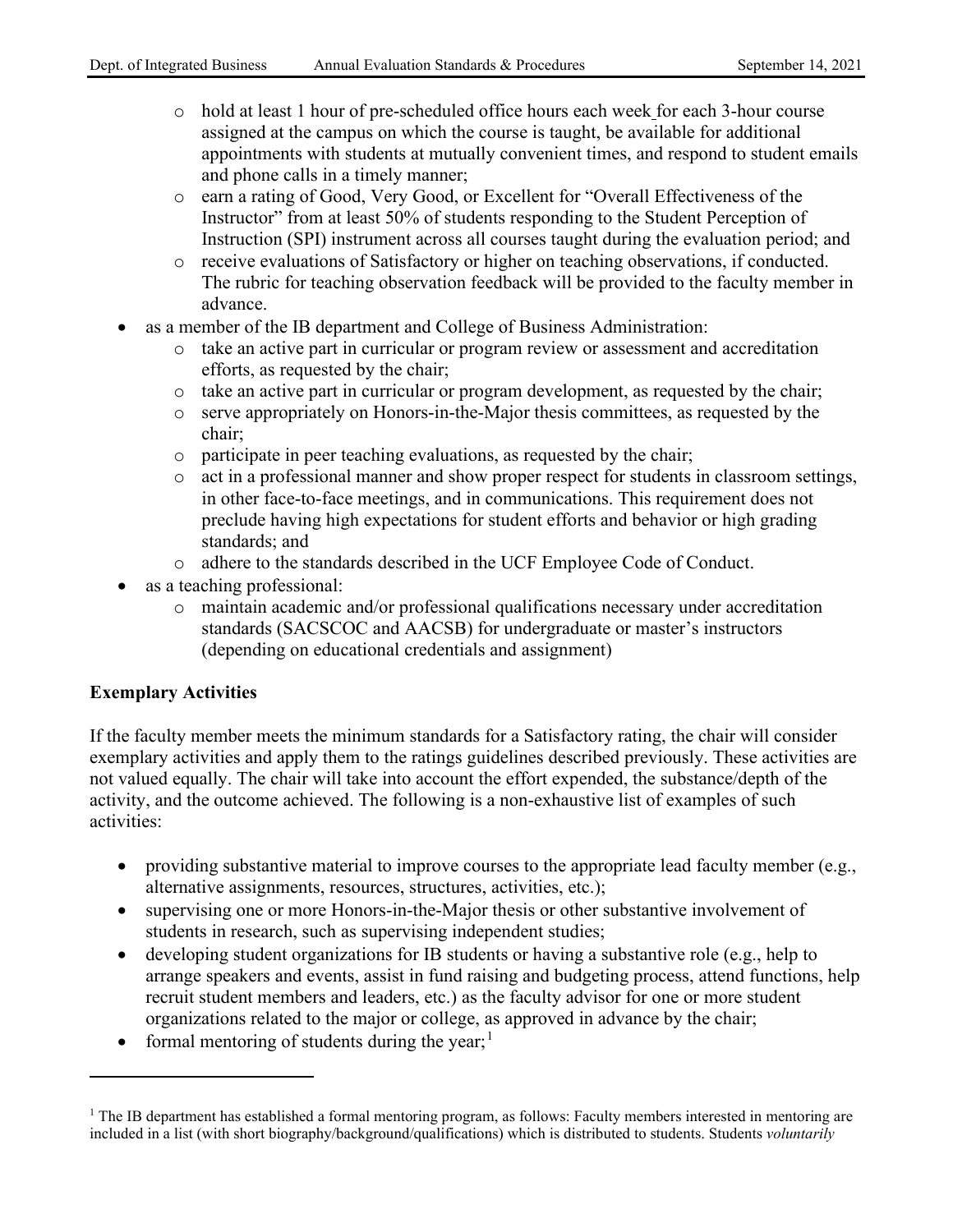- hold at least 1 hour of pre-scheduled office hours each week for each 3-hour course assigned at the campus on which the course is taught, be available for additional appointments with students at mutually convenient times, and respond to student emails and phone calls in a timely manner;
    - earn a rating of Good, Very Good, or Excellent for "Overall Effectiveness of the Instructor" from at least 50% of students responding to the Student Perception of Instruction (SPI) instrument across all courses taught during the evaluation period; and
    - receive evaluations of Satisfactory or higher on teaching observations, if conducted. The rubric for teaching observation feedback will be provided to the faculty member in advance.
- as a member of the IB department and College of Business Administration:
    - take an active part in curricular or program review or assessment and accreditation efforts, as requested by the chair;
    - take an active part in curricular or program development, as requested by the chair;
    - serve appropriately on Honors-in-the-Major thesis committees, as requested by the chair;
    - participate in peer teaching evaluations, as requested by the chair;
    - act in a professional manner and show proper respect for students in classroom settings, in other face-to-face meetings, and in communications. This requirement does not preclude having high expectations for student efforts and behavior or high grading standards; and
    - adhere to the standards described in the UCF Employee Code of Conduct.
- as a teaching professional:
    - maintain academic and/or professional qualifications necessary under accreditation standards (SACSCOC and AACSB) for undergraduate or master's instructors (depending on educational credentials and assignment)

**Exemplary Activities**

If the faculty member meets the minimum standards for a Satisfactory rating, the chair will consider exemplary activities and apply them to the ratings guidelines described previously. These activities are not valued equally. The chair will take into account the effort expended, the substance/depth of the activity, and the outcome achieved. The following is a non-exhaustive list of examples of such activities:

- providing substantive material to improve courses to the appropriate lead faculty member (e.g., alternative assignments, resources, structures, activities, etc.);
- supervising one or more Honors-in-the-Major thesis or other substantive involvement of students in research, such as supervising independent studies;
- developing student organizations for IB students or having a substantive role (e.g., help to arrange speakers and events, assist in fund raising and budgeting process, attend functions, help recruit student members and leaders, etc.) as the faculty advisor for one or more student organizations related to the major or college, as approved in advance by the chair;
- formal mentoring of students during the year;[1]

[1] The IB department has established a formal mentoring program, as follows: Faculty members interested in mentoring are included in a list (with short biography/background/qualifications) which is distributed to students. Students *voluntarily*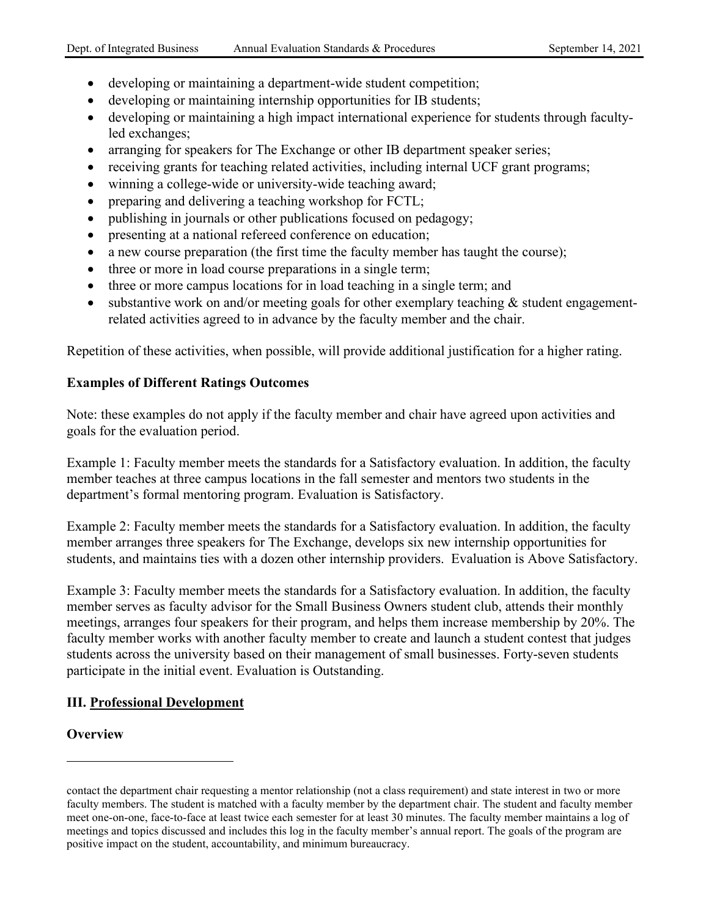- developing or maintaining a department-wide student competition;
- developing or maintaining internship opportunities for IB students;
- developing or maintaining a high impact international experience for students through faculty-led exchanges;
- arranging for speakers for The Exchange or other IB department speaker series;
- receiving grants for teaching related activities, including internal UCF grant programs;
- winning a college-wide or university-wide teaching award;
- preparing and delivering a teaching workshop for FCTL;
- publishing in journals or other publications focused on pedagogy;
- presenting at a national refereed conference on education;
- a new course preparation (the first time the faculty member has taught the course);
- three or more in load course preparations in a single term;
- three or more campus locations for in load teaching in a single term; and
- substantive work on and/or meeting goals for other exemplary teaching & student engagement-related activities agreed to in advance by the faculty member and the chair.

Repetition of these activities, when possible, will provide additional justification for a higher rating.

**Examples of Different Ratings Outcomes**

Note: these examples do not apply if the faculty member and chair have agreed upon activities and goals for the evaluation period.

Example 1: Faculty member meets the standards for a Satisfactory evaluation. In addition, the faculty member teaches at three campus locations in the fall semester and mentors two students in the department's formal mentoring program. Evaluation is Satisfactory.

Example 2: Faculty member meets the standards for a Satisfactory evaluation. In addition, the faculty member arranges three speakers for The Exchange, develops six new internship opportunities for students, and maintains ties with a dozen other internship providers. Evaluation is Above Satisfactory.

Example 3: Faculty member meets the standards for a Satisfactory evaluation. In addition, the faculty member serves as faculty advisor for the Small Business Owners student club, attends their monthly meetings, arranges four speakers for their program, and helps them increase membership by 20%. The faculty member works with another faculty member to create and launch a student contest that judges students across the university based on their management of small businesses. Forty-seven students participate in the initial event. Evaluation is Outstanding.

## III. Professional Development

**Overview**

---

contact the department chair requesting a mentor relationship (not a class requirement) and state interest in two or more faculty members. The student is matched with a faculty member by the department chair. The student and faculty member meet one-on-one, face-to-face at least twice each semester for at least 30 minutes. The faculty member maintains a log of meetings and topics discussed and includes this log in the faculty member's annual report. The goals of the program are positive impact on the student, accountability, and minimum bureaucracy.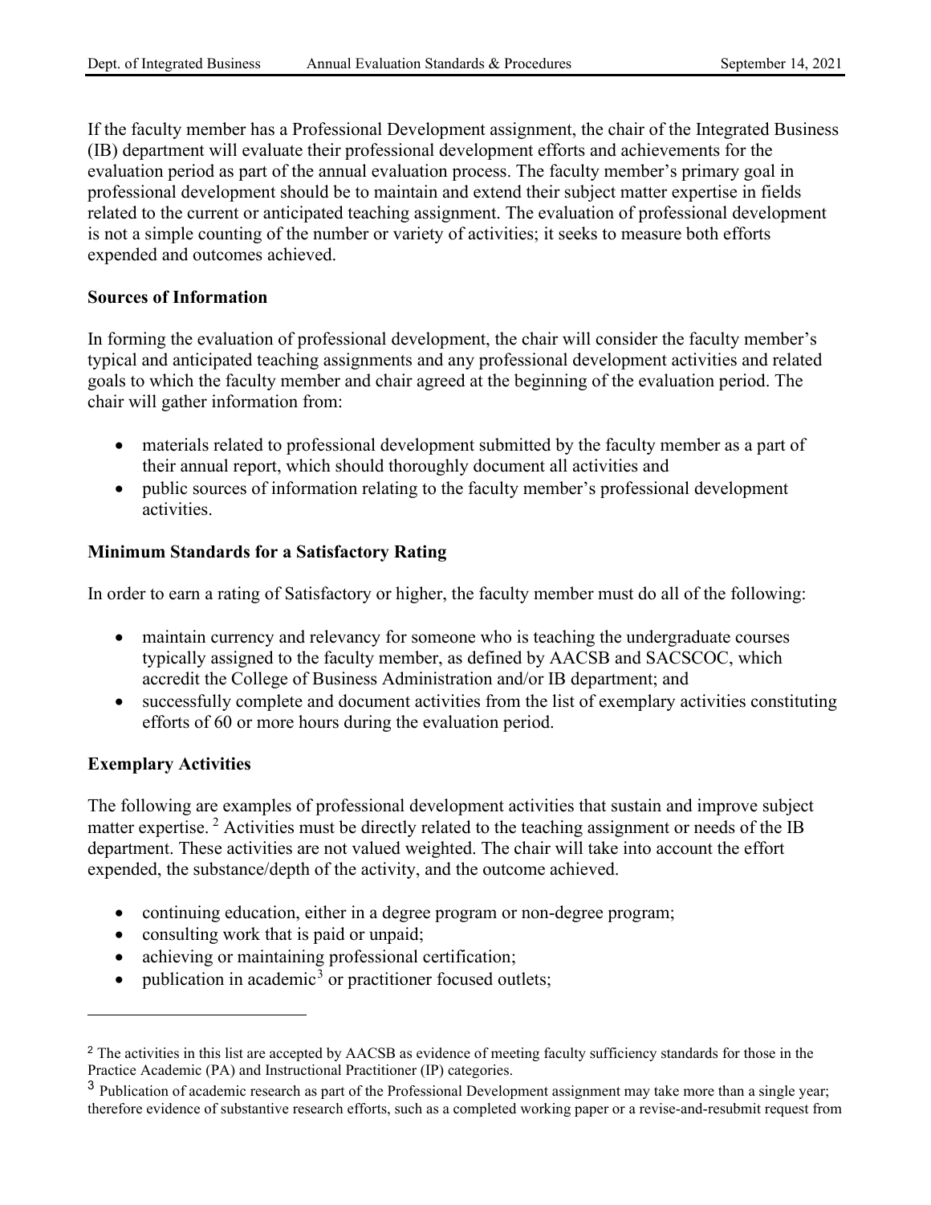If the faculty member has a Professional Development assignment, the chair of the Integrated Business (IB) department will evaluate their professional development efforts and achievements for the evaluation period as part of the annual evaluation process. The faculty member's primary goal in professional development should be to maintain and extend their subject matter expertise in fields related to the current or anticipated teaching assignment. The evaluation of professional development is not a simple counting of the number or variety of activities; it seeks to measure both efforts expended and outcomes achieved.

**Sources of Information**

In forming the evaluation of professional development, the chair will consider the faculty member's typical and anticipated teaching assignments and any professional development activities and related goals to which the faculty member and chair agreed at the beginning of the evaluation period. The chair will gather information from:

- materials related to professional development submitted by the faculty member as a part of their annual report, which should thoroughly document all activities and
- public sources of information relating to the faculty member's professional development activities.

**Minimum Standards for a Satisfactory Rating**

In order to earn a rating of Satisfactory or higher, the faculty member must do all of the following:

- maintain currency and relevancy for someone who is teaching the undergraduate courses typically assigned to the faculty member, as defined by AACSB and SACSCOC, which accredit the College of Business Administration and/or IB department; and
- successfully complete and document activities from the list of exemplary activities constituting efforts of 60 or more hours during the evaluation period.

**Exemplary Activities**

The following are examples of professional development activities that sustain and improve subject matter expertise. [2] Activities must be directly related to the teaching assignment or needs of the IB department. These activities are not valued weighted. The chair will take into account the effort expended, the substance/depth of the activity, and the outcome achieved.

- continuing education, either in a degree program or non-degree program;
- consulting work that is paid or unpaid;
- achieving or maintaining professional certification;
- publication in academic[3] or practitioner focused outlets;

[2] The activities in this list are accepted by AACSB as evidence of meeting faculty sufficiency standards for those in the Practice Academic (PA) and Instructional Practitioner (IP) categories.

[3] Publication of academic research as part of the Professional Development assignment may take more than a single year; therefore evidence of substantive research efforts, such as a completed working paper or a revise-and-resubmit request from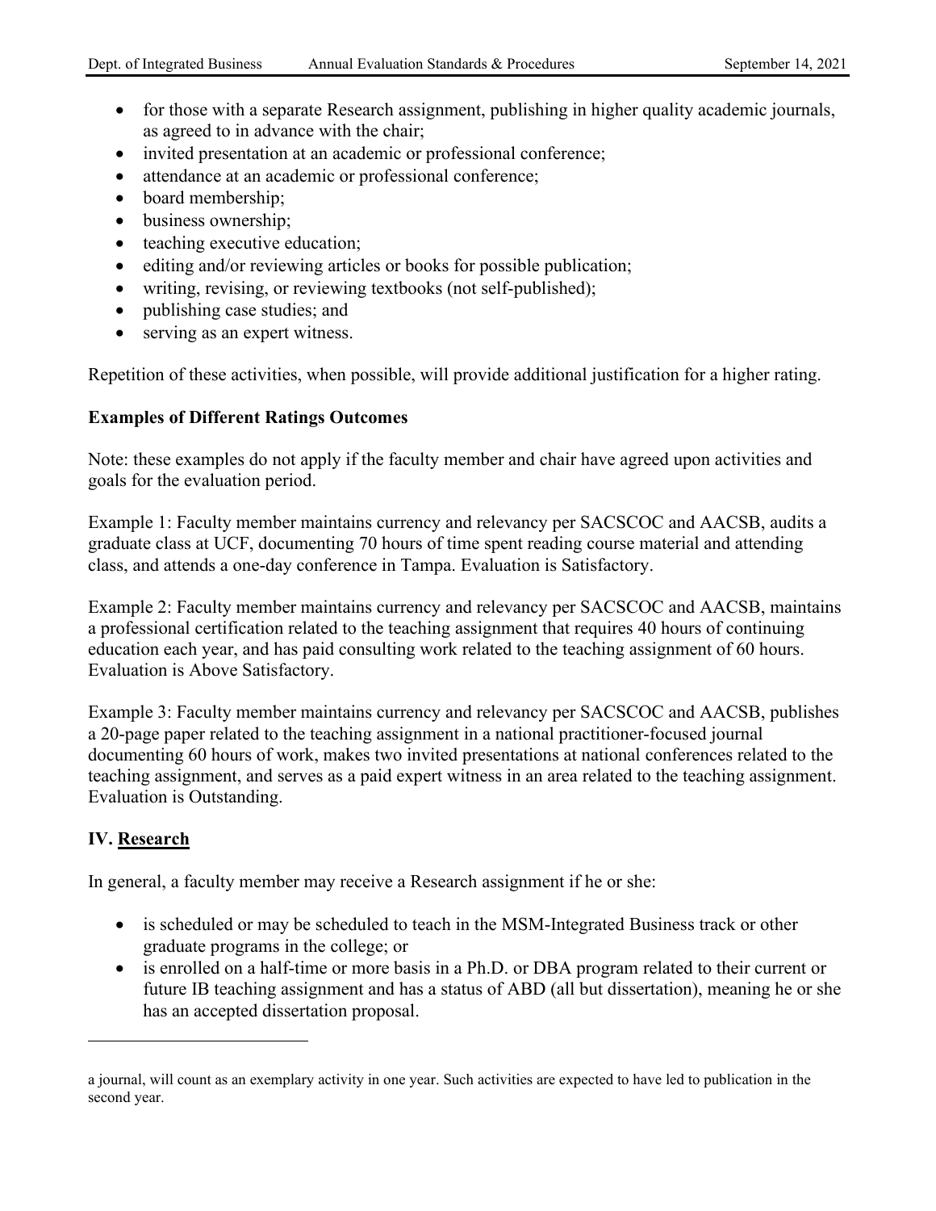- for those with a separate Research assignment, publishing in higher quality academic journals, as agreed to in advance with the chair;
- invited presentation at an academic or professional conference;
- attendance at an academic or professional conference;
- board membership;
- business ownership;
- teaching executive education;
- editing and/or reviewing articles or books for possible publication;
- writing, revising, or reviewing textbooks (not self-published);
- publishing case studies; and
- serving as an expert witness.

Repetition of these activities, when possible, will provide additional justification for a higher rating.

**Examples of Different Ratings Outcomes**

Note: these examples do not apply if the faculty member and chair have agreed upon activities and goals for the evaluation period.

Example 1: Faculty member maintains currency and relevancy per SACSCOC and AACSB, audits a graduate class at UCF, documenting 70 hours of time spent reading course material and attending class, and attends a one-day conference in Tampa. Evaluation is Satisfactory.

Example 2: Faculty member maintains currency and relevancy per SACSCOC and AACSB, maintains a professional certification related to the teaching assignment that requires 40 hours of continuing education each year, and has paid consulting work related to the teaching assignment of 60 hours. Evaluation is Above Satisfactory.

Example 3: Faculty member maintains currency and relevancy per SACSCOC and AACSB, publishes a 20-page paper related to the teaching assignment in a national practitioner-focused journal documenting 60 hours of work, makes two invited presentations at national conferences related to the teaching assignment, and serves as a paid expert witness in an area related to the teaching assignment. Evaluation is Outstanding.

## IV. Research

In general, a faculty member may receive a Research assignment if he or she:

- is scheduled or may be scheduled to teach in the MSM-Integrated Business track or other graduate programs in the college; or
- is enrolled on a half-time or more basis in a Ph.D. or DBA program related to their current or future IB teaching assignment and has a status of ABD (all but dissertation), meaning he or she has an accepted dissertation proposal.

---

a journal, will count as an exemplary activity in one year. Such activities are expected to have led to publication in the second year.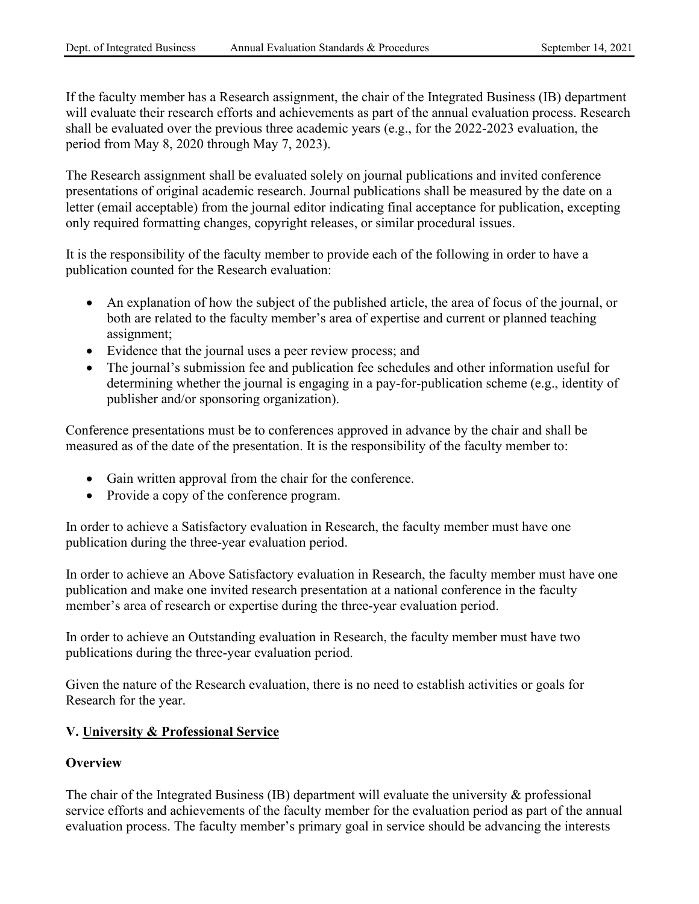If the faculty member has a Research assignment, the chair of the Integrated Business (IB) department will evaluate their research efforts and achievements as part of the annual evaluation process. Research shall be evaluated over the previous three academic years (e.g., for the 2022-2023 evaluation, the period from May 8, 2020 through May 7, 2023).

The Research assignment shall be evaluated solely on journal publications and invited conference presentations of original academic research. Journal publications shall be measured by the date on a letter (email acceptable) from the journal editor indicating final acceptance for publication, excepting only required formatting changes, copyright releases, or similar procedural issues.

It is the responsibility of the faculty member to provide each of the following in order to have a publication counted for the Research evaluation:

- An explanation of how the subject of the published article, the area of focus of the journal, or both are related to the faculty member's area of expertise and current or planned teaching assignment;
- Evidence that the journal uses a peer review process; and
- The journal's submission fee and publication fee schedules and other information useful for determining whether the journal is engaging in a pay-for-publication scheme (e.g., identity of publisher and/or sponsoring organization).

Conference presentations must be to conferences approved in advance by the chair and shall be measured as of the date of the presentation. It is the responsibility of the faculty member to:

- Gain written approval from the chair for the conference.
- Provide a copy of the conference program.

In order to achieve a Satisfactory evaluation in Research, the faculty member must have one publication during the three-year evaluation period.

In order to achieve an Above Satisfactory evaluation in Research, the faculty member must have one publication and make one invited research presentation at a national conference in the faculty member's area of research or expertise during the three-year evaluation period.

In order to achieve an Outstanding evaluation in Research, the faculty member must have two publications during the three-year evaluation period.

Given the nature of the Research evaluation, there is no need to establish activities or goals for Research for the year.

## V. University & Professional Service

### Overview

The chair of the Integrated Business (IB) department will evaluate the university & professional service efforts and achievements of the faculty member for the evaluation period as part of the annual evaluation process. The faculty member's primary goal in service should be advancing the interests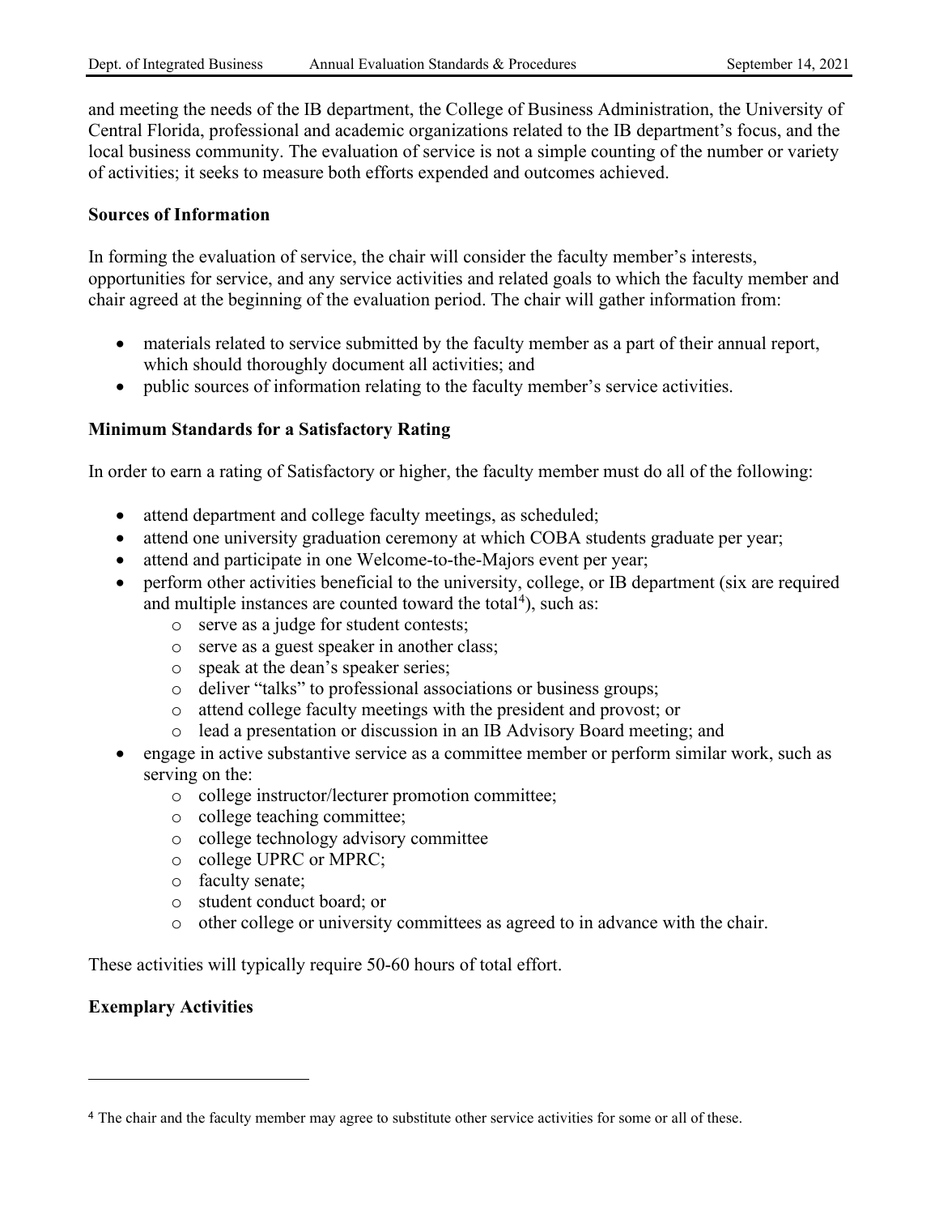and meeting the needs of the IB department, the College of Business Administration, the University of Central Florida, professional and academic organizations related to the IB department's focus, and the local business community. The evaluation of service is not a simple counting of the number or variety of activities; it seeks to measure both efforts expended and outcomes achieved.

**Sources of Information**

In forming the evaluation of service, the chair will consider the faculty member's interests, opportunities for service, and any service activities and related goals to which the faculty member and chair agreed at the beginning of the evaluation period. The chair will gather information from:

- materials related to service submitted by the faculty member as a part of their annual report, which should thoroughly document all activities; and
- public sources of information relating to the faculty member's service activities.

**Minimum Standards for a Satisfactory Rating**

In order to earn a rating of Satisfactory or higher, the faculty member must do all of the following:

- attend department and college faculty meetings, as scheduled;
- attend one university graduation ceremony at which COBA students graduate per year;
- attend and participate in one Welcome-to-the-Majors event per year;
- perform other activities beneficial to the university, college, or IB department (six are required and multiple instances are counted toward the total[4]), such as:
    - serve as a judge for student contests;
    - serve as a guest speaker in another class;
    - speak at the dean's speaker series;
    - deliver "talks" to professional associations or business groups;
    - attend college faculty meetings with the president and provost; or
    - lead a presentation or discussion in an IB Advisory Board meeting; and
- engage in active substantive service as a committee member or perform similar work, such as serving on the:
    - college instructor/lecturer promotion committee;
    - college teaching committee;
    - college technology advisory committee
    - college UPRC or MPRC;
    - faculty senate;
    - student conduct board; or
    - other college or university committees as agreed to in advance with the chair.

These activities will typically require 50-60 hours of total effort.

**Exemplary Activities**

[4] The chair and the faculty member may agree to substitute other service activities for some or all of these.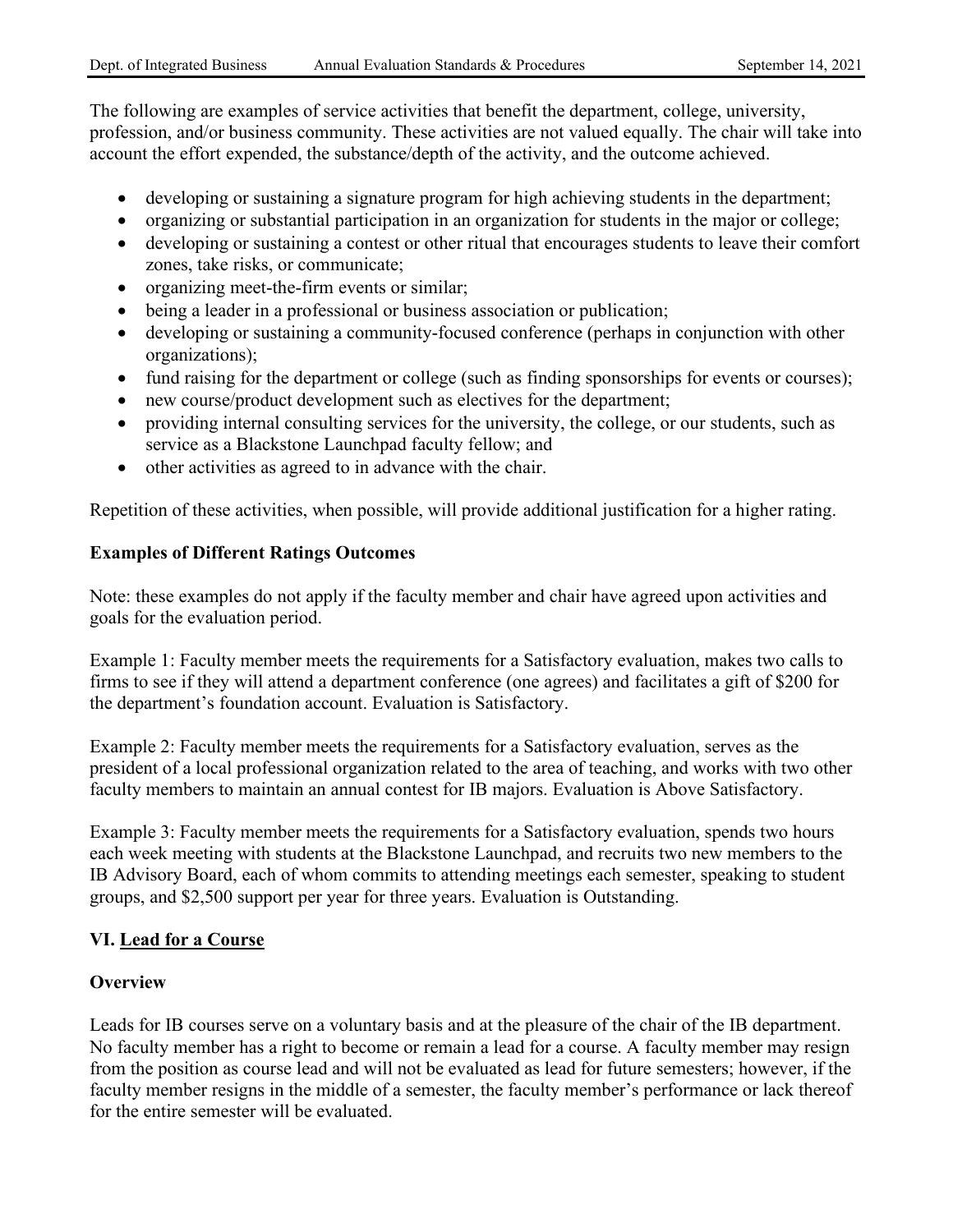The following are examples of service activities that benefit the department, college, university, profession, and/or business community. These activities are not valued equally. The chair will take into account the effort expended, the substance/depth of the activity, and the outcome achieved.

- developing or sustaining a signature program for high achieving students in the department;
- organizing or substantial participation in an organization for students in the major or college;
- developing or sustaining a contest or other ritual that encourages students to leave their comfort zones, take risks, or communicate;
- organizing meet-the-firm events or similar;
- being a leader in a professional or business association or publication;
- developing or sustaining a community-focused conference (perhaps in conjunction with other organizations);
- fund raising for the department or college (such as finding sponsorships for events or courses);
- new course/product development such as electives for the department;
- providing internal consulting services for the university, the college, or our students, such as service as a Blackstone Launchpad faculty fellow; and
- other activities as agreed to in advance with the chair.

Repetition of these activities, when possible, will provide additional justification for a higher rating.

**Examples of Different Ratings Outcomes**

Note: these examples do not apply if the faculty member and chair have agreed upon activities and goals for the evaluation period.

Example 1: Faculty member meets the requirements for a Satisfactory evaluation, makes two calls to firms to see if they will attend a department conference (one agrees) and facilitates a gift of $200 for the department's foundation account. Evaluation is Satisfactory.

Example 2: Faculty member meets the requirements for a Satisfactory evaluation, serves as the president of a local professional organization related to the area of teaching, and works with two other faculty members to maintain an annual contest for IB majors. Evaluation is Above Satisfactory.

Example 3: Faculty member meets the requirements for a Satisfactory evaluation, spends two hours each week meeting with students at the Blackstone Launchpad, and recruits two new members to the IB Advisory Board, each of whom commits to attending meetings each semester, speaking to student groups, and $2,500 support per year for three years. Evaluation is Outstanding.

## VI. <u>Lead for a Course</u>

**Overview**

Leads for IB courses serve on a voluntary basis and at the pleasure of the chair of the IB department. No faculty member has a right to become or remain a lead for a course. A faculty member may resign from the position as course lead and will not be evaluated as lead for future semesters; however, if the faculty member resigns in the middle of a semester, the faculty member's performance or lack thereof for the entire semester will be evaluated.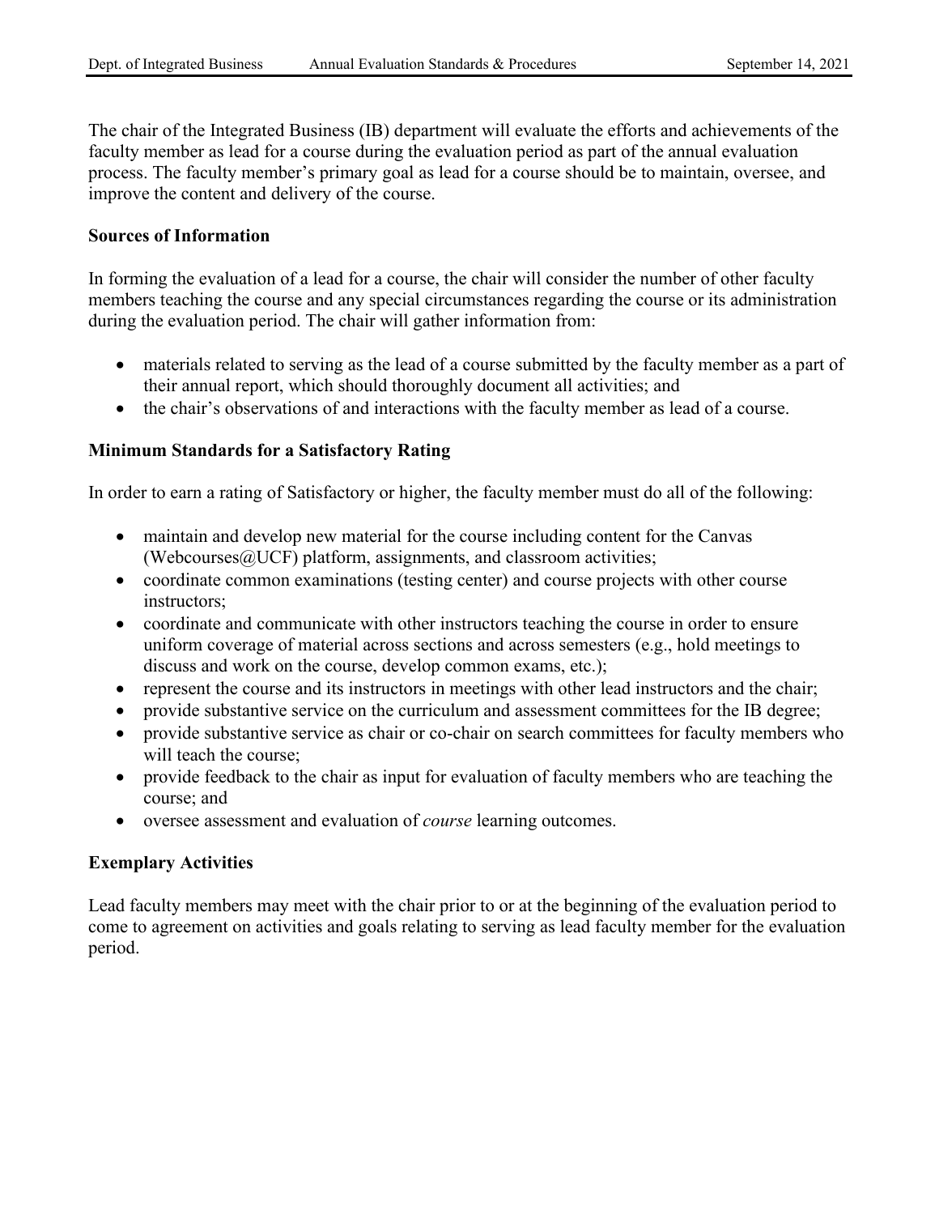The chair of the Integrated Business (IB) department will evaluate the efforts and achievements of the faculty member as lead for a course during the evaluation period as part of the annual evaluation process. The faculty member's primary goal as lead for a course should be to maintain, oversee, and improve the content and delivery of the course.

**Sources of Information**

In forming the evaluation of a lead for a course, the chair will consider the number of other faculty members teaching the course and any special circumstances regarding the course or its administration during the evaluation period. The chair will gather information from:

- materials related to serving as the lead of a course submitted by the faculty member as a part of their annual report, which should thoroughly document all activities; and
- the chair's observations of and interactions with the faculty member as lead of a course.

**Minimum Standards for a Satisfactory Rating**

In order to earn a rating of Satisfactory or higher, the faculty member must do all of the following:

- maintain and develop new material for the course including content for the Canvas (Webcourses@UCF) platform, assignments, and classroom activities;
- coordinate common examinations (testing center) and course projects with other course instructors;
- coordinate and communicate with other instructors teaching the course in order to ensure uniform coverage of material across sections and across semesters (e.g., hold meetings to discuss and work on the course, develop common exams, etc.);
- represent the course and its instructors in meetings with other lead instructors and the chair;
- provide substantive service on the curriculum and assessment committees for the IB degree;
- provide substantive service as chair or co-chair on search committees for faculty members who will teach the course;
- provide feedback to the chair as input for evaluation of faculty members who are teaching the course; and
- oversee assessment and evaluation of *course* learning outcomes.

**Exemplary Activities**

Lead faculty members may meet with the chair prior to or at the beginning of the evaluation period to come to agreement on activities and goals relating to serving as lead faculty member for the evaluation period.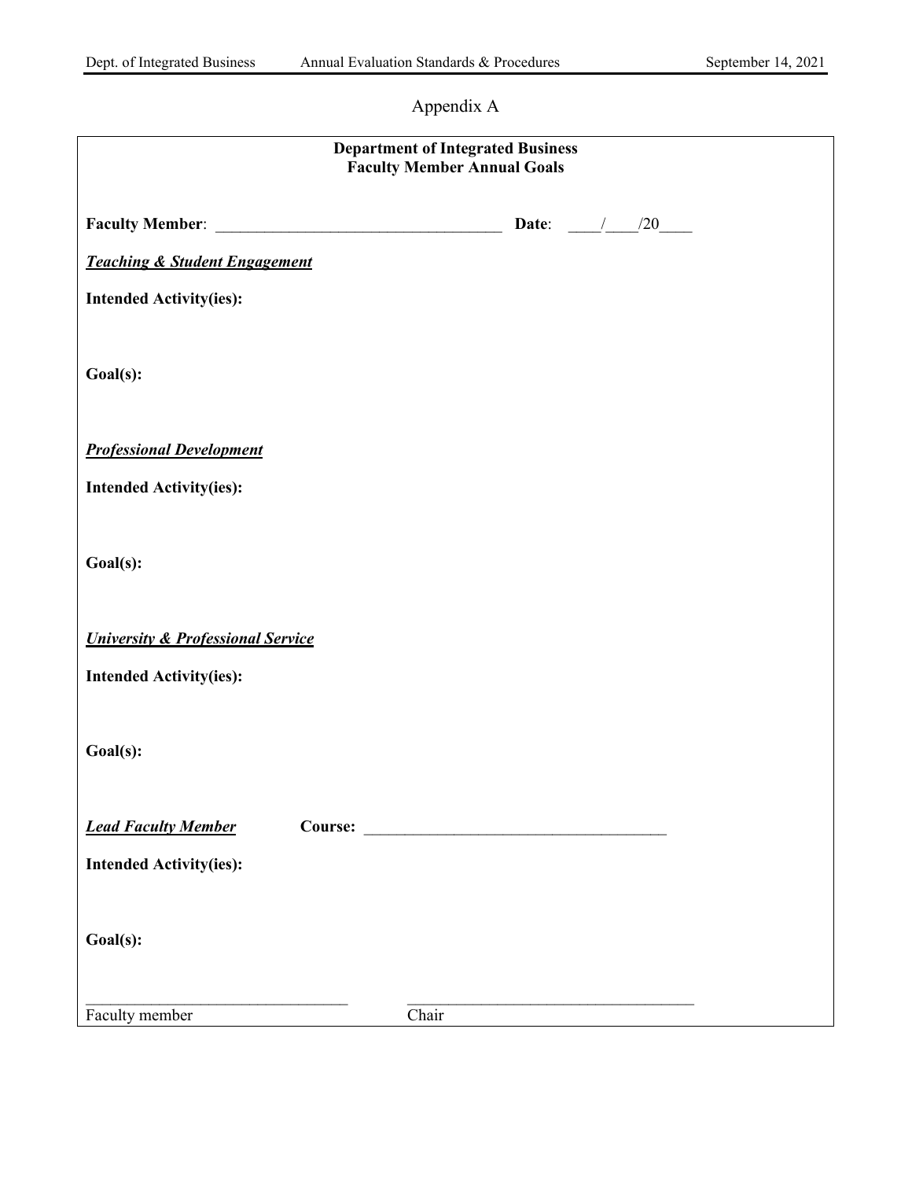Appendix A

**Department of Integrated Business**
**Faculty Member Annual Goals**

**Faculty Member**: ___________________________________ **Date**: ____/____/20____

***Teaching & Student Engagement***

**Intended Activity(ies):**

**Goal(s):**

***Professional Development***

**Intended Activity(ies):**

**Goal(s):**

***University & Professional Service***

**Intended Activity(ies):**

**Goal(s):**

***Lead Faculty Member*** **Course:** ____________________________________

**Intended Activity(ies):**

**Goal(s):**

_________________________________ ___________________________________
Faculty member Chair